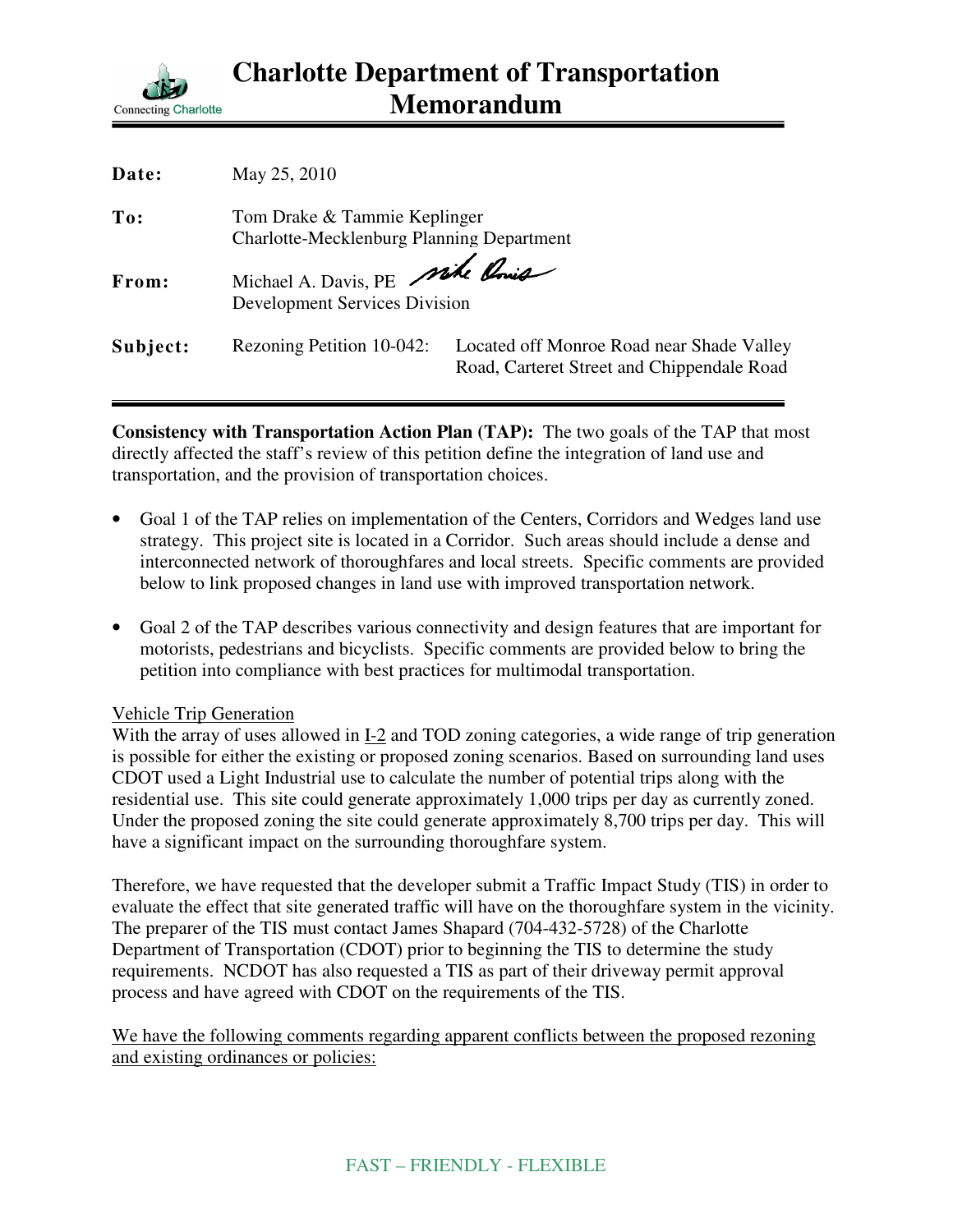# Charlotte Department of Transportation Memorandum

Connecting Charlotte

| | |
|---|---|
| **Date:** | May 25, 2010 |
| **To:** | Tom Drake & Tammie Keplinger<br>Charlotte-Mecklenburg Planning Department |
| **From:** | Michael A. Davis, PE<br>Development Services Division |
| **Subject:** | Rezoning Petition 10-042: Located off Monroe Road near Shade Valley Road, Carteret Street and Chippendale Road |

**Consistency with Transportation Action Plan (TAP):** The two goals of the TAP that most directly affected the staff's review of this petition define the integration of land use and transportation, and the provision of transportation choices.

- Goal 1 of the TAP relies on implementation of the Centers, Corridors and Wedges land use strategy. This project site is located in a Corridor. Such areas should include a dense and interconnected network of thoroughfares and local streets. Specific comments are provided below to link proposed changes in land use with improved transportation network.

- Goal 2 of the TAP describes various connectivity and design features that are important for motorists, pedestrians and bicyclists. Specific comments are provided below to bring the petition into compliance with best practices for multimodal transportation.

<u>Vehicle Trip Generation</u>

With the array of uses allowed in <u>I-2</u> and TOD zoning categories, a wide range of trip generation is possible for either the existing or proposed zoning scenarios. Based on surrounding land uses CDOT used a Light Industrial use to calculate the number of potential trips along with the residential use. This site could generate approximately 1,000 trips per day as currently zoned. Under the proposed zoning the site could generate approximately 8,700 trips per day. This will have a significant impact on the surrounding thoroughfare system.

Therefore, we have requested that the developer submit a Traffic Impact Study (TIS) in order to evaluate the effect that site generated traffic will have on the thoroughfare system in the vicinity. The preparer of the TIS must contact James Shapard (704-432-5728) of the Charlotte Department of Transportation (CDOT) prior to beginning the TIS to determine the study requirements. NCDOT has also requested a TIS as part of their driveway permit approval process and have agreed with CDOT on the requirements of the TIS.

<u>We have the following comments regarding apparent conflicts between the proposed rezoning and existing ordinances or policies:</u>

FAST – FRIENDLY - FLEXIBLE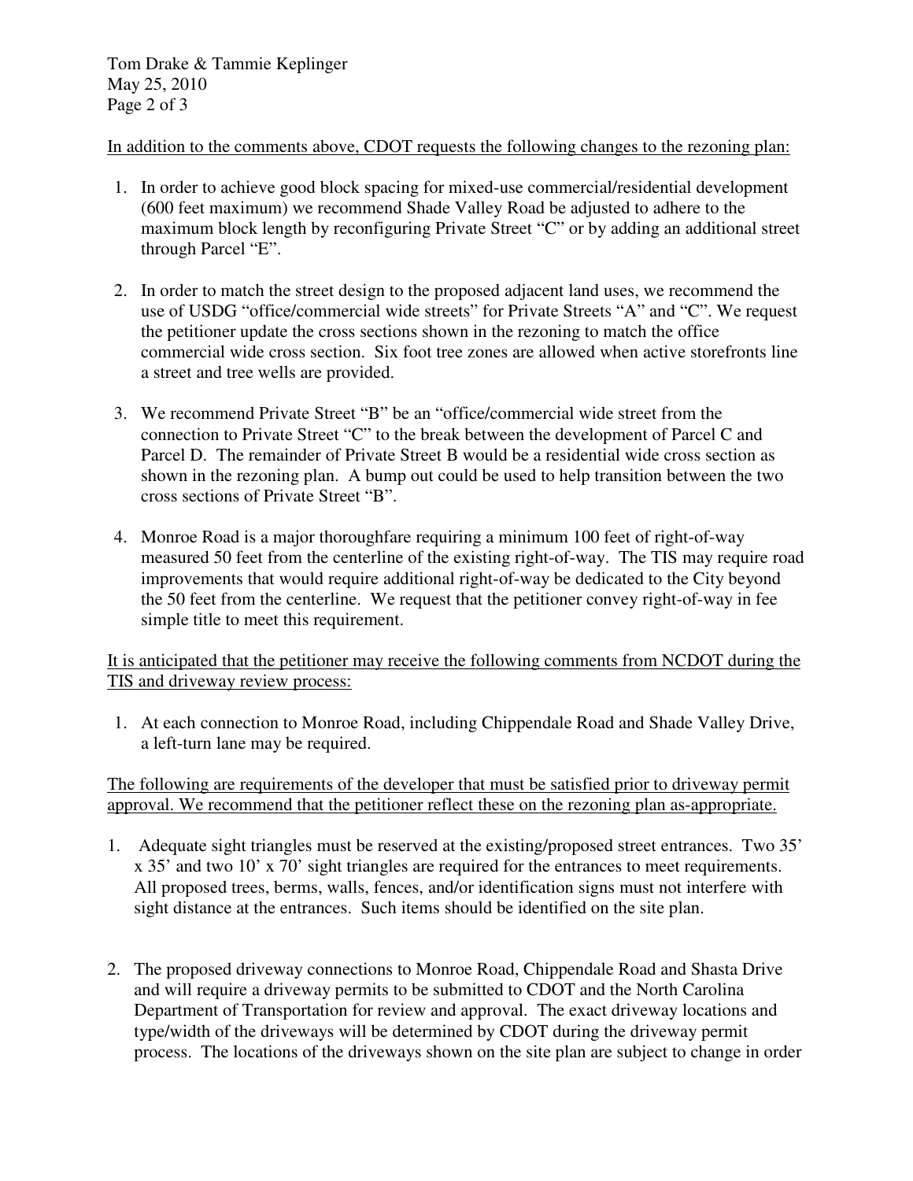In addition to the comments above, CDOT requests the following changes to the rezoning plan:

1. In order to achieve good block spacing for mixed-use commercial/residential development (600 feet maximum) we recommend Shade Valley Road be adjusted to adhere to the maximum block length by reconfiguring Private Street "C" or by adding an additional street through Parcel "E".

2. In order to match the street design to the proposed adjacent land uses, we recommend the use of USDG "office/commercial wide streets" for Private Streets "A" and "C". We request the petitioner update the cross sections shown in the rezoning to match the office commercial wide cross section. Six foot tree zones are allowed when active storefronts line a street and tree wells are provided.

3. We recommend Private Street "B" be an "office/commercial wide street from the connection to Private Street "C" to the break between the development of Parcel C and Parcel D. The remainder of Private Street B would be a residential wide cross section as shown in the rezoning plan. A bump out could be used to help transition between the two cross sections of Private Street "B".

4. Monroe Road is a major thoroughfare requiring a minimum 100 feet of right-of-way measured 50 feet from the centerline of the existing right-of-way. The TIS may require road improvements that would require additional right-of-way be dedicated to the City beyond the 50 feet from the centerline. We request that the petitioner convey right-of-way in fee simple title to meet this requirement.

It is anticipated that the petitioner may receive the following comments from NCDOT during the TIS and driveway review process:

1. At each connection to Monroe Road, including Chippendale Road and Shade Valley Drive, a left-turn lane may be required.

The following are requirements of the developer that must be satisfied prior to driveway permit approval. We recommend that the petitioner reflect these on the rezoning plan as-appropriate.

1. Adequate sight triangles must be reserved at the existing/proposed street entrances. Two 35' x 35' and two 10' x 70' sight triangles are required for the entrances to meet requirements. All proposed trees, berms, walls, fences, and/or identification signs must not interfere with sight distance at the entrances. Such items should be identified on the site plan.

2. The proposed driveway connections to Monroe Road, Chippendale Road and Shasta Drive and will require a driveway permits to be submitted to CDOT and the North Carolina Department of Transportation for review and approval. The exact driveway locations and type/width of the driveways will be determined by CDOT during the driveway permit process. The locations of the driveways shown on the site plan are subject to change in order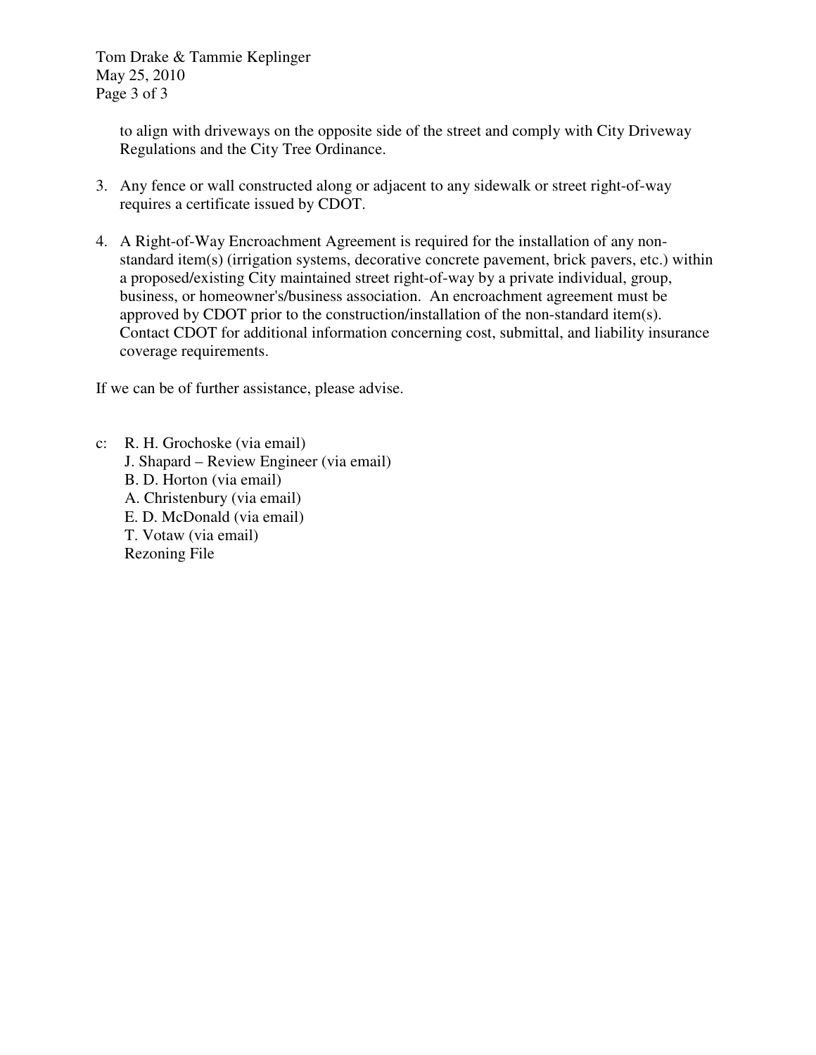to align with driveways on the opposite side of the street and comply with City Driveway Regulations and the City Tree Ordinance.

3. Any fence or wall constructed along or adjacent to any sidewalk or street right-of-way requires a certificate issued by CDOT.

4. A Right-of-Way Encroachment Agreement is required for the installation of any non-standard item(s) (irrigation systems, decorative concrete pavement, brick pavers, etc.) within a proposed/existing City maintained street right-of-way by a private individual, group, business, or homeowner's/business association. An encroachment agreement must be approved by CDOT prior to the construction/installation of the non-standard item(s). Contact CDOT for additional information concerning cost, submittal, and liability insurance coverage requirements.

If we can be of further assistance, please advise.

c: R. H. Grochoske (via email)
J. Shapard – Review Engineer (via email)
B. D. Horton (via email)
A. Christenbury (via email)
E. D. McDonald (via email)
T. Votaw (via email)
Rezoning File